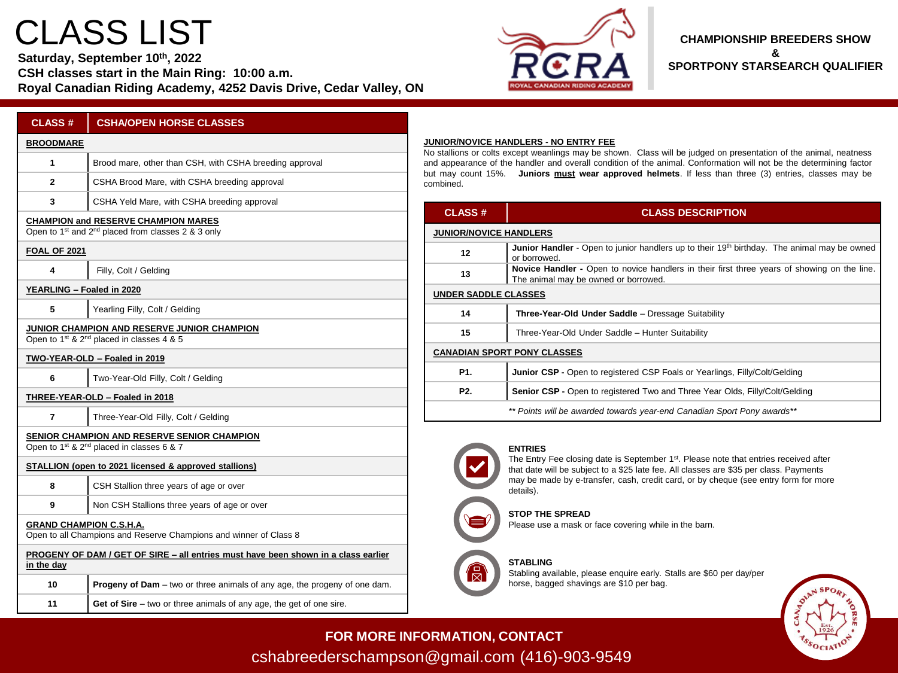# CLASS LIST

**Saturday, September 10th, 2022**
**CSH classes start in the Main Ring: 10:00 a.m.**
**Royal Canadian Riding Academy, 4252 Davis Drive, Cedar Valley, ON**

**CHAMPIONSHIP BREEDERS SHOW & SPORTPONY STARSEARCH QUALIFIER**

| CLASS # | CSHA/OPEN HORSE CLASSES |
|---|---|
| **BROODMARE** | |
| 1 | Brood mare, other than CSH, with CSHA breeding approval |
| 2 | CSHA Brood Mare, with CSHA breeding approval |
| 3 | CSHA Yeld Mare, with CSHA breeding approval |
| **CHAMPION and RESERVE CHAMPION MARES** Open to 1st and 2nd placed from classes 2 & 3 only | |
| **FOAL OF 2021** | |
| 4 | Filly, Colt / Gelding |
| **YEARLING – Foaled in 2020** | |
| 5 | Yearling Filly, Colt / Gelding |
| **JUNIOR CHAMPION AND RESERVE JUNIOR CHAMPION** Open to 1st & 2nd placed in classes 4 & 5 | |
| **TWO-YEAR-OLD – Foaled in 2019** | |
| 6 | Two-Year-Old Filly, Colt / Gelding |
| **THREE-YEAR-OLD – Foaled in 2018** | |
| 7 | Three-Year-Old Filly, Colt / Gelding |
| **SENIOR CHAMPION AND RESERVE SENIOR CHAMPION** Open to 1st & 2nd placed in classes 6 & 7 | |
| **STALLION (open to 2021 licensed & approved stallions)** | |
| 8 | CSH Stallion three years of age or over |
| 9 | Non CSH Stallions three years of age or over |
| **GRAND CHAMPION C.S.H.A.** Open to all Champions and Reserve Champions and winner of Class 8 | |
| **PROGENY OF DAM / GET OF SIRE – all entries must have been shown in a class earlier in the day** | |
| 10 | **Progeny of Dam** – two or three animals of any age, the progeny of one dam. |
| 11 | **Get of Sire** – two or three animals of any age, the get of one sire. |

**JUNIOR/NOVICE HANDLERS - NO ENTRY FEE**

No stallions or colts except weanlings may be shown. Class will be judged on presentation of the animal, neatness and appearance of the handler and overall condition of the animal. Conformation will not be the determining factor but may count 15%. **Juniors must wear approved helmets**. If less than three (3) entries, classes may be combined.

| CLASS # | CLASS DESCRIPTION |
|---|---|
| **JUNIOR/NOVICE HANDLERS** | |
| 12 | **Junior Handler** - Open to junior handlers up to their 19th birthday. The animal may be owned or borrowed. |
| 13 | **Novice Handler** - Open to novice handlers in their first three years of showing on the line. The animal may be owned or borrowed. |
| **UNDER SADDLE CLASSES** | |
| 14 | **Three-Year-Old Under Saddle** – Dressage Suitability |
| 15 | Three-Year-Old Under Saddle – Hunter Suitability |
| **CANADIAN SPORT PONY CLASSES** | |
| P1. | **Junior CSP -** Open to registered CSP Foals or Yearlings, Filly/Colt/Gelding |
| P2. | **Senior CSP -** Open to registered Two and Three Year Olds, Filly/Colt/Gelding |
| | *\*\* Points will be awarded towards year-end Canadian Sport Pony awards\*\** |

**ENTRIES**
The Entry Fee closing date is September 1st. Please note that entries received after that date will be subject to a $25 late fee. All classes are $35 per class. Payments may be made by e-transfer, cash, credit card, or by cheque (see entry form for more details).

**STOP THE SPREAD**
Please use a mask or face covering while in the barn.

**STABLING**
Stabling available, please enquire early. Stalls are $60 per day/per horse, bagged shavings are $10 per bag.

**FOR MORE INFORMATION, CONTACT**
cshabreederschampson@gmail.com (416)-903-9549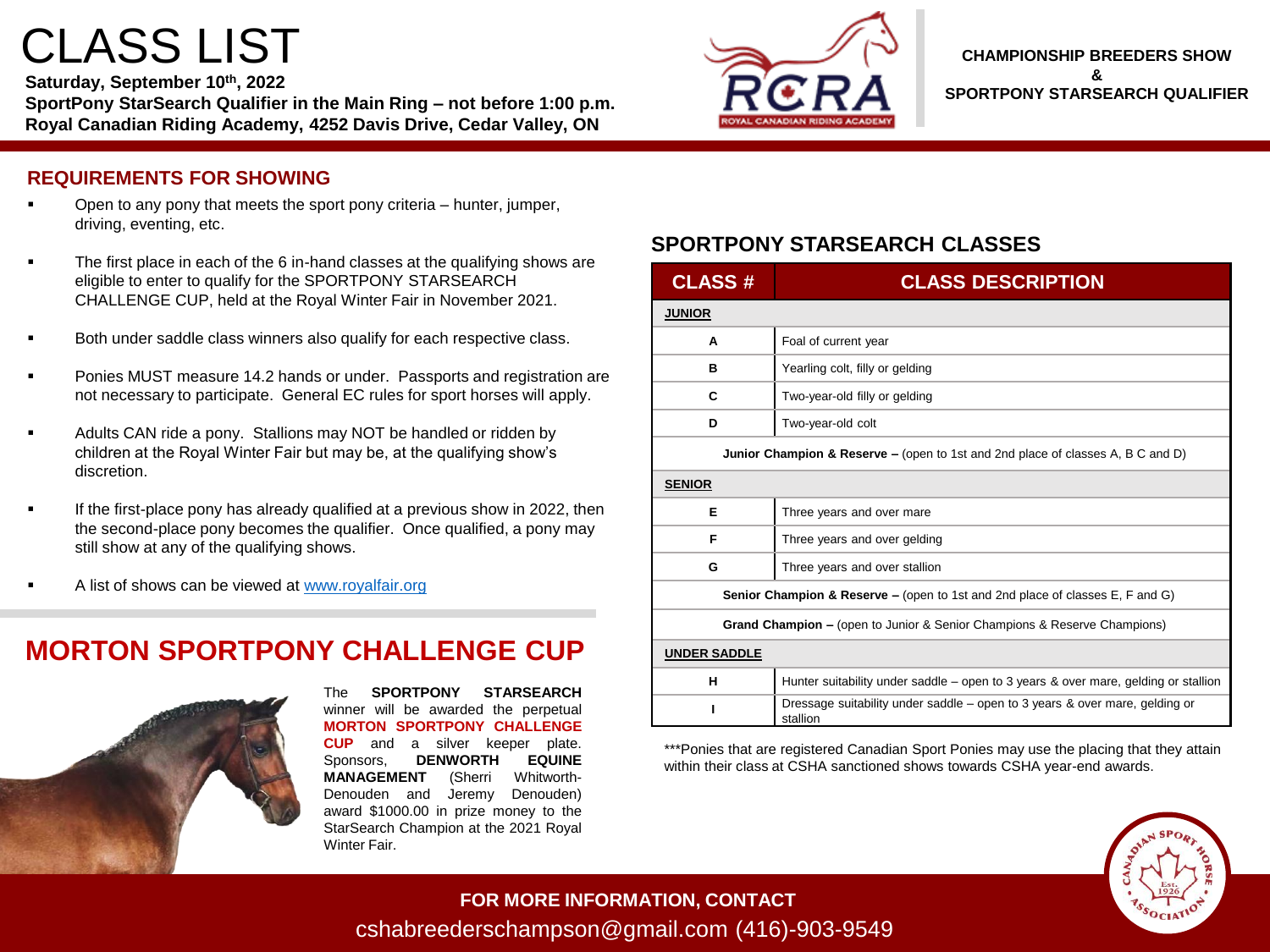# CLASS LIST

**Saturday, September 10th, 2022**
**SportPony StarSearch Qualifier in the Main Ring – not before 1:00 p.m.**
**Royal Canadian Riding Academy, 4252 Davis Drive, Cedar Valley, ON**

**CHAMPIONSHIP BREEDERS SHOW**
**&**
**SPORTPONY STARSEARCH QUALIFIER**

## REQUIREMENTS FOR SHOWING

- Open to any pony that meets the sport pony criteria – hunter, jumper, driving, eventing, etc.
- The first place in each of the 6 in-hand classes at the qualifying shows are eligible to enter to qualify for the SPORTPONY STARSEARCH CHALLENGE CUP, held at the Royal Winter Fair in November 2021.
- Both under saddle class winners also qualify for each respective class.
- Ponies MUST measure 14.2 hands or under. Passports and registration are not necessary to participate. General EC rules for sport horses will apply.
- Adults CAN ride a pony. Stallions may NOT be handled or ridden by children at the Royal Winter Fair but may be, at the qualifying show's discretion.
- If the first-place pony has already qualified at a previous show in 2022, then the second-place pony becomes the qualifier. Once qualified, a pony may still show at any of the qualifying shows.
- A list of shows can be viewed at www.royalfair.org

## MORTON SPORTPONY CHALLENGE CUP

The **SPORTPONY STARSEARCH** winner will be awarded the perpetual **MORTON SPORTPONY CHALLENGE CUP** and a silver keeper plate. Sponsors, **DENWORTH EQUINE MANAGEMENT** (Sherri Whitworth-Denouden and Jeremy Denouden) award $1000.00 in prize money to the StarSearch Champion at the 2021 Royal Winter Fair.

## SPORTPONY STARSEARCH CLASSES

| CLASS # | CLASS DESCRIPTION |
|---|---|
| **JUNIOR** | |
| A | Foal of current year |
| B | Yearling colt, filly or gelding |
| C | Two-year-old filly or gelding |
| D | Two-year-old colt |
| **Junior Champion & Reserve –** (open to 1st and 2nd place of classes A, B C and D) | |
| **SENIOR** | |
| E | Three years and over mare |
| F | Three years and over gelding |
| G | Three years and over stallion |
| **Senior Champion & Reserve –** (open to 1st and 2nd place of classes E, F and G) | |
| **Grand Champion –** (open to Junior & Senior Champions & Reserve Champions) | |
| **UNDER SADDLE** | |
| H | Hunter suitability under saddle – open to 3 years & over mare, gelding or stallion |
| I | Dressage suitability under saddle – open to 3 years & over mare, gelding or stallion |

***Ponies that are registered Canadian Sport Ponies may use the placing that they attain within their class at CSHA sanctioned shows towards CSHA year-end awards.

**FOR MORE INFORMATION, CONTACT**
cshabreederschampson@gmail.com (416)-903-9549